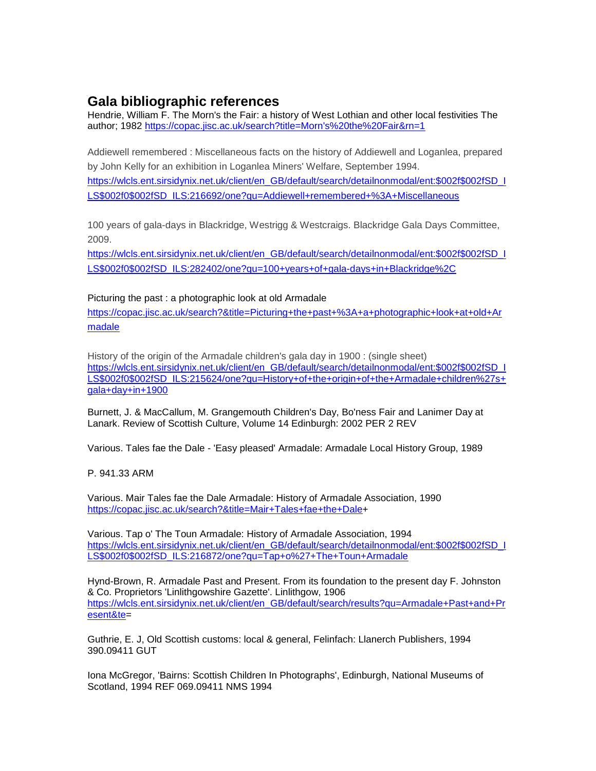# Gala bibliographic references

Hendrie, William F. The Morn's the Fair: a history of West Lothian and other local festivities The author; 1982 https://copac.jisc.ac.uk/search?title=Morn's%20the%20Fair&rn=1

Addiewell remembered : Miscellaneous facts on the history of Addiewell and Loganlea, prepared by John Kelly for an exhibition in Loganlea Miners' Welfare, September 1994. https://wlcls.ent.sirsidynix.net.uk/client/en_GB/default/search/detailnonmodal/ent:$002f$002fSD_ILS$002f0$002fSD_ILS:216692/one?qu=Addiewell+remembered+%3A+Miscellaneous

100 years of gala-days in Blackridge, Westrigg & Westcraigs. Blackridge Gala Days Committee, 2009. https://wlcls.ent.sirsidynix.net.uk/client/en_GB/default/search/detailnonmodal/ent:$002f$002fSD_ILS$002f0$002fSD_ILS:282402/one?qu=100+years+of+gala-days+in+Blackridge%2C

Picturing the past : a photographic look at old Armadale https://copac.jisc.ac.uk/search?&title=Picturing+the+past+%3A+a+photographic+look+at+old+Armadale

History of the origin of the Armadale children's gala day in 1900 : (single sheet) https://wlcls.ent.sirsidynix.net.uk/client/en_GB/default/search/detailnonmodal/ent:$002f$002fSD_ILS$002f0$002fSD_ILS:215624/one?qu=History+of+the+origin+of+the+Armadale+children%27s+gala+day+in+1900

Burnett, J. & MacCallum, M. Grangemouth Children's Day, Bo'ness Fair and Lanimer Day at Lanark. Review of Scottish Culture, Volume 14 Edinburgh: 2002 PER 2 REV

Various. Tales fae the Dale - 'Easy pleased' Armadale: Armadale Local History Group, 1989

P. 941.33 ARM

Various. Mair Tales fae the Dale Armadale: History of Armadale Association, 1990 https://copac.jisc.ac.uk/search?&title=Mair+Tales+fae+the+Dale+

Various. Tap o' The Toun Armadale: History of Armadale Association, 1994 https://wlcls.ent.sirsidynix.net.uk/client/en_GB/default/search/detailnonmodal/ent:$002f$002fSD_ILS$002f0$002fSD_ILS:216872/one?qu=Tap+o%27+The+Toun+Armadale

Hynd-Brown, R. Armadale Past and Present. From its foundation to the present day F. Johnston & Co. Proprietors 'Linlithgowshire Gazette'. Linlithgow, 1906 https://wlcls.ent.sirsidynix.net.uk/client/en_GB/default/search/results?qu=Armadale+Past+and+Present&te=

Guthrie, E. J, Old Scottish customs: local & general, Felinfach: Llanerch Publishers, 1994 390.09411 GUT

Iona McGregor, 'Bairns: Scottish Children In Photographs', Edinburgh, National Museums of Scotland, 1994 REF 069.09411 NMS 1994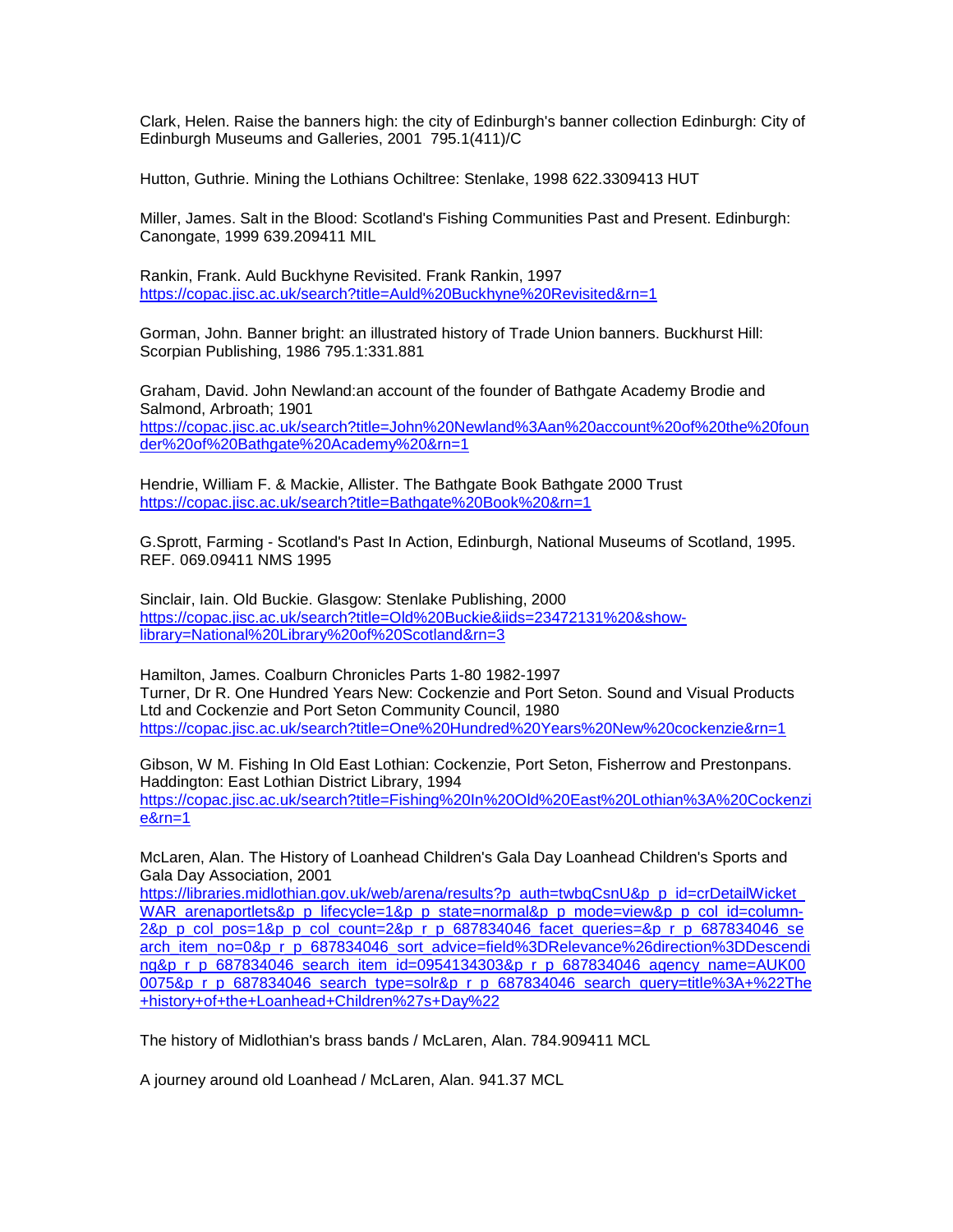Clark, Helen. Raise the banners high: the city of Edinburgh's banner collection Edinburgh: City of Edinburgh Museums and Galleries, 2001  795.1(411)/C

Hutton, Guthrie. Mining the Lothians Ochiltree: Stenlake, 1998 622.3309413 HUT

Miller, James. Salt in the Blood: Scotland's Fishing Communities Past and Present. Edinburgh: Canongate, 1999 639.209411 MIL

Rankin, Frank. Auld Buckhyne Revisited. Frank Rankin, 1997
https://copac.jisc.ac.uk/search?title=Auld%20Buckhyne%20Revisited&rn=1

Gorman, John. Banner bright: an illustrated history of Trade Union banners. Buckhurst Hill: Scorpian Publishing, 1986 795.1:331.881

Graham, David. John Newland:an account of the founder of Bathgate Academy Brodie and Salmond, Arbroath; 1901
https://copac.jisc.ac.uk/search?title=John%20Newland%3Aan%20account%20of%20the%20founder%20of%20Bathgate%20Academy%20&rn=1

Hendrie, William F. & Mackie, Allister. The Bathgate Book Bathgate 2000 Trust
https://copac.jisc.ac.uk/search?title=Bathgate%20Book%20&rn=1

G.Sprott, Farming - Scotland's Past In Action, Edinburgh, National Museums of Scotland, 1995. REF. 069.09411 NMS 1995

Sinclair, Iain. Old Buckie. Glasgow: Stenlake Publishing, 2000
https://copac.jisc.ac.uk/search?title=Old%20Buckie&iids=23472131%20&show-library=National%20Library%20of%20Scotland&rn=3

Hamilton, James. Coalburn Chronicles Parts 1-80 1982-1997
Turner, Dr R. One Hundred Years New: Cockenzie and Port Seton. Sound and Visual Products Ltd and Cockenzie and Port Seton Community Council, 1980
https://copac.jisc.ac.uk/search?title=One%20Hundred%20Years%20New%20cockenzie&rn=1

Gibson, W M. Fishing In Old East Lothian: Cockenzie, Port Seton, Fisherrow and Prestonpans. Haddington: East Lothian District Library, 1994
https://copac.jisc.ac.uk/search?title=Fishing%20In%20Old%20East%20Lothian%3A%20Cockenzie&rn=1

McLaren, Alan. The History of Loanhead Children's Gala Day Loanhead Children's Sports and Gala Day Association, 2001
https://libraries.midlothian.gov.uk/web/arena/results?p_auth=twbqCsnU&p_p_id=crDetailWicket_WAR_arenaportlets&p_p_lifecycle=1&p_p_state=normal&p_p_mode=view&p_p_col_id=column-2&p_p_col_pos=1&p_p_col_count=2&p_r_p_687834046_facet_queries=&p_r_p_687834046_search_item_no=0&p_r_p_687834046_sort_advice=field%3DRelevance%26direction%3DDescending&p_r_p_687834046_search_item_id=0954134303&p_r_p_687834046_agency_name=AUK000075&p_r_p_687834046_search_type=solr&p_r_p_687834046_search_query=title%3A+%22The+history+of+the+Loanhead+Children%27s+Day%22

The history of Midlothian's brass bands / McLaren, Alan. 784.909411 MCL

A journey around old Loanhead / McLaren, Alan. 941.37 MCL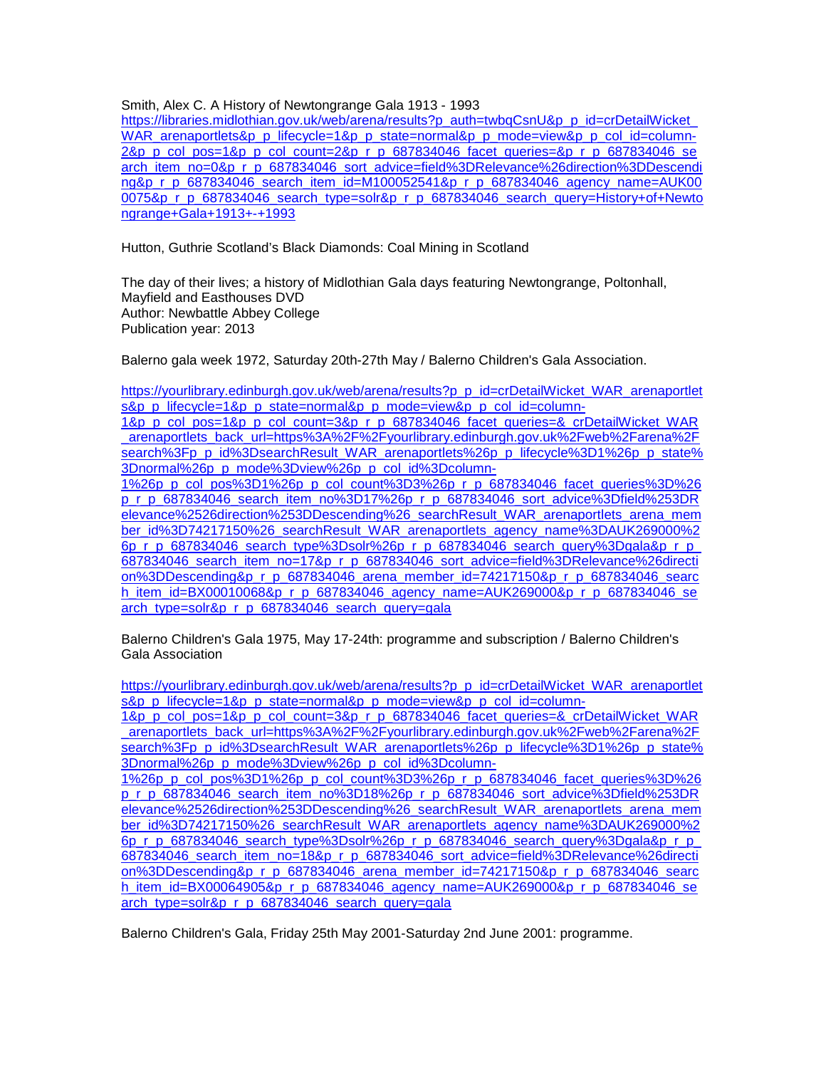Smith, Alex C. A History of Newtongrange Gala 1913 - 1993
https://libraries.midlothian.gov.uk/web/arena/results?p_auth=twbqCsnU&p_p_id=crDetailWicket_WAR_arenaportlets&p_p_lifecycle=1&p_p_state=normal&p_p_mode=view&p_p_col_id=column-2&p_p_col_pos=1&p_p_col_count=2&p_r_p_687834046_facet_queries=&p_r_p_687834046_search_item_no=0&p_r_p_687834046_sort_advice=field%3DRelevance%26direction%3DDescending&p_r_p_687834046_search_item_id=M100052541&p_r_p_687834046_agency_name=AUK000075&p_r_p_687834046_search_type=solr&p_r_p_687834046_search_query=History+of+Newtongrange+Gala+1913+-+1993

Hutton, Guthrie Scotland's Black Diamonds: Coal Mining in Scotland

The day of their lives; a history of Midlothian Gala days featuring Newtongrange, Poltonhall, Mayfield and Easthouses DVD
Author: Newbattle Abbey College
Publication year: 2013

Balerno gala week 1972, Saturday 20th-27th May / Balerno Children's Gala Association.

https://yourlibrary.edinburgh.gov.uk/web/arena/results?p_p_id=crDetailWicket_WAR_arenaportlets&p_p_lifecycle=1&p_p_state=normal&p_p_mode=view&p_p_col_id=column-1&p_p_col_pos=1&p_p_col_count=3&p_r_p_687834046_facet_queries=&_crDetailWicket_WAR_arenaportlets_back_url=https%3A%2F%2Fyourlibrary.edinburgh.gov.uk%2Fweb%2Farena%2Fsearch%3Fp_p_id%3DsearchResult_WAR_arenaportlets%26p_p_lifecycle%3D1%26p_p_state%3Dnormal%26p_p_mode%3Dview%26p_p_col_id%3Dcolumn-1%26p_p_col_pos%3D1%26p_p_col_count%3D3%26p_r_p_687834046_facet_queries%3D%26p_r_p_687834046_search_item_no%3D17%26p_r_p_687834046_sort_advice%3Dfield%253DRelevance%2526direction%253DDescending%26_searchResult_WAR_arenaportlets_arena_member_id%3D74217150%26_searchResult_WAR_arenaportlets_agency_name%3DAUK269000%26p_r_p_687834046_search_type%3Dsolr%26p_r_p_687834046_search_query%3Dgala&p_r_p_687834046_search_item_no=17&p_r_p_687834046_sort_advice=field%3DRelevance%26direction%3DDescending&p_r_p_687834046_arena_member_id=74217150&p_r_p_687834046_search_item_id=BX00010068&p_r_p_687834046_agency_name=AUK269000&p_r_p_687834046_search_type=solr&p_r_p_687834046_search_query=gala

Balerno Children's Gala 1975, May 17-24th: programme and subscription / Balerno Children's Gala Association

https://yourlibrary.edinburgh.gov.uk/web/arena/results?p_p_id=crDetailWicket_WAR_arenaportlets&p_p_lifecycle=1&p_p_state=normal&p_p_mode=view&p_p_col_id=column-1&p_p_col_pos=1&p_p_col_count=3&p_r_p_687834046_facet_queries=&_crDetailWicket_WAR_arenaportlets_back_url=https%3A%2F%2Fyourlibrary.edinburgh.gov.uk%2Fweb%2Farena%2Fsearch%3Fp_p_id%3DsearchResult_WAR_arenaportlets%26p_p_lifecycle%3D1%26p_p_state%3Dnormal%26p_p_mode%3Dview%26p_p_col_id%3Dcolumn-1%26p_p_col_pos%3D1%26p_p_col_count%3D3%26p_r_p_687834046_facet_queries%3D%26p_r_p_687834046_search_item_no%3D18%26p_r_p_687834046_sort_advice%3Dfield%253DRelevance%2526direction%253DDescending%26_searchResult_WAR_arenaportlets_arena_member_id%3D74217150%26_searchResult_WAR_arenaportlets_agency_name%3DAUK269000%26p_r_p_687834046_search_type%3Dsolr%26p_r_p_687834046_search_query%3Dgala&p_r_p_687834046_search_item_no=18&p_r_p_687834046_sort_advice=field%3DRelevance%26direction%3DDescending&p_r_p_687834046_arena_member_id=74217150&p_r_p_687834046_search_item_id=BX00064905&p_r_p_687834046_agency_name=AUK269000&p_r_p_687834046_search_type=solr&p_r_p_687834046_search_query=gala

Balerno Children's Gala, Friday 25th May 2001-Saturday 2nd June 2001: programme.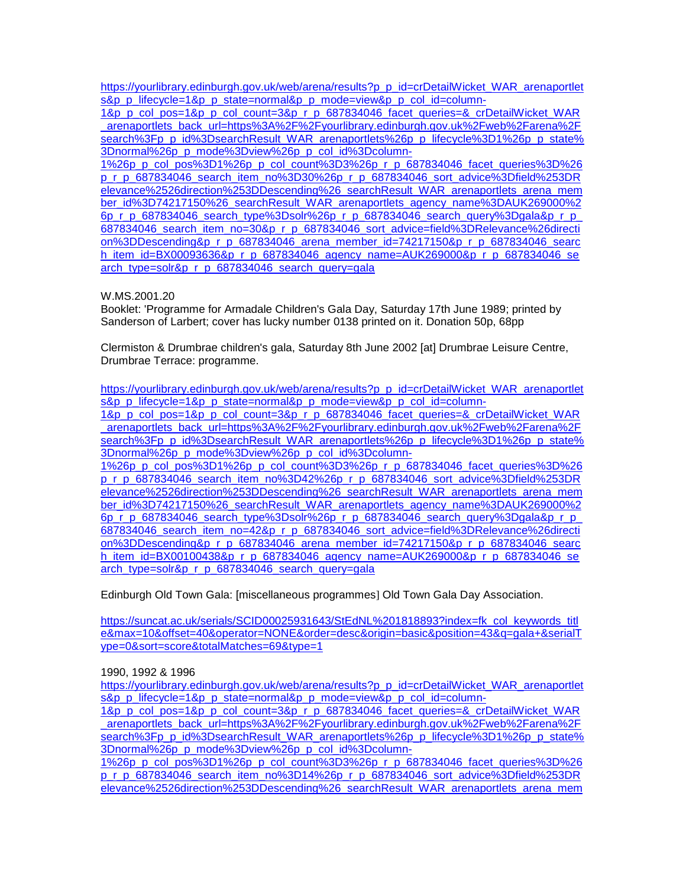https://yourlibrary.edinburgh.gov.uk/web/arena/results?p_p_id=crDetailWicket_WAR_arenaportlets&p_p_lifecycle=1&p_p_state=normal&p_p_mode=view&p_p_col_id=column-1&p_p_col_pos=1&p_p_col_count=3&p_r_p_687834046_facet_queries=&_crDetailWicket_WAR_arenaportlets_back_url=https%3A%2F%2Fyourlibrary.edinburgh.gov.uk%2Fweb%2Farena%2Fsearch%3Fp_p_id%3DsearchResult_WAR_arenaportlets%26p_p_lifecycle%3D1%26p_p_state%3Dnormal%26p_p_mode%3Dview%26p_p_col_id%3Dcolumn-1%26p_p_col_pos%3D1%26p_p_col_count%3D3%26p_r_p_687834046_facet_queries%3D%26p_r_p_687834046_search_item_no%3D30%26p_r_p_687834046_sort_advice%3Dfield%253DRelevance%2526direction%253DDescending%26_searchResult_WAR_arenaportlets_arena_member_id%3D74217150%26_searchResult_WAR_arenaportlets_agency_name%3DAUK269000%26p_r_p_687834046_search_type%3Dsolr%26p_r_p_687834046_search_query%3Dgala&p_r_p_687834046_search_item_no=30&p_r_p_687834046_sort_advice=field%3DRelevance%26direction%3DDescending&p_r_p_687834046_arena_member_id=74217150&p_r_p_687834046_search_item_id=BX00093636&p_r_p_687834046_agency_name=AUK269000&p_r_p_687834046_search_type=solr&p_r_p_687834046_search_query=gala

W.MS.2001.20
Booklet: 'Programme for Armadale Children's Gala Day, Saturday 17th June 1989; printed by Sanderson of Larbert; cover has lucky number 0138 printed on it. Donation 50p, 68pp

Clermiston & Drumbrae children's gala, Saturday 8th June 2002 [at] Drumbrae Leisure Centre, Drumbrae Terrace: programme.

https://yourlibrary.edinburgh.gov.uk/web/arena/results?p_p_id=crDetailWicket_WAR_arenaportlets&p_p_lifecycle=1&p_p_state=normal&p_p_mode=view&p_p_col_id=column-1&p_p_col_pos=1&p_p_col_count=3&p_r_p_687834046_facet_queries=&_crDetailWicket_WAR_arenaportlets_back_url=https%3A%2F%2Fyourlibrary.edinburgh.gov.uk%2Fweb%2Farena%2Fsearch%3Fp_p_id%3DsearchResult_WAR_arenaportlets%26p_p_lifecycle%3D1%26p_p_state%3Dnormal%26p_p_mode%3Dview%26p_p_col_id%3Dcolumn-1%26p_p_col_pos%3D1%26p_p_col_count%3D3%26p_r_p_687834046_facet_queries%3D%26p_r_p_687834046_search_item_no%3D42%26p_r_p_687834046_sort_advice%3Dfield%253DRelevance%2526direction%253DDescending%26_searchResult_WAR_arenaportlets_arena_member_id%3D74217150%26_searchResult_WAR_arenaportlets_agency_name%3DAUK269000%26p_r_p_687834046_search_type%3Dsolr%26p_r_p_687834046_search_query%3Dgala&p_r_p_687834046_search_item_no=42&p_r_p_687834046_sort_advice=field%3DRelevance%26direction%3DDescending&p_r_p_687834046_arena_member_id=74217150&p_r_p_687834046_search_item_id=BX00100438&p_r_p_687834046_agency_name=AUK269000&p_r_p_687834046_search_type=solr&p_r_p_687834046_search_query=gala

Edinburgh Old Town Gala: [miscellaneous programmes] Old Town Gala Day Association.

https://suncat.ac.uk/serials/SCID00025931643/StEdNL%201818893?index=fk_col_keywords_title&max=10&offset=40&operator=NONE&order=desc&origin=basic&position=43&q=gala+&serialType=0&sort=score&totalMatches=69&type=1

1990, 1992 & 1996
https://yourlibrary.edinburgh.gov.uk/web/arena/results?p_p_id=crDetailWicket_WAR_arenaportlets&p_p_lifecycle=1&p_p_state=normal&p_p_mode=view&p_p_col_id=column-1&p_p_col_pos=1&p_p_col_count=3&p_r_p_687834046_facet_queries=&_crDetailWicket_WAR_arenaportlets_back_url=https%3A%2F%2Fyourlibrary.edinburgh.gov.uk%2Fweb%2Farena%2Fsearch%3Fp_p_id%3DsearchResult_WAR_arenaportlets%26p_p_lifecycle%3D1%26p_p_state%3Dnormal%26p_p_mode%3Dview%26p_p_col_id%3Dcolumn-1%26p_p_col_pos%3D1%26p_p_col_count%3D3%26p_r_p_687834046_facet_queries%3D%26p_r_p_687834046_search_item_no%3D14%26p_r_p_687834046_sort_advice%3Dfield%253DRelevance%2526direction%253DDescending%26_searchResult_WAR_arenaportlets_arena_mem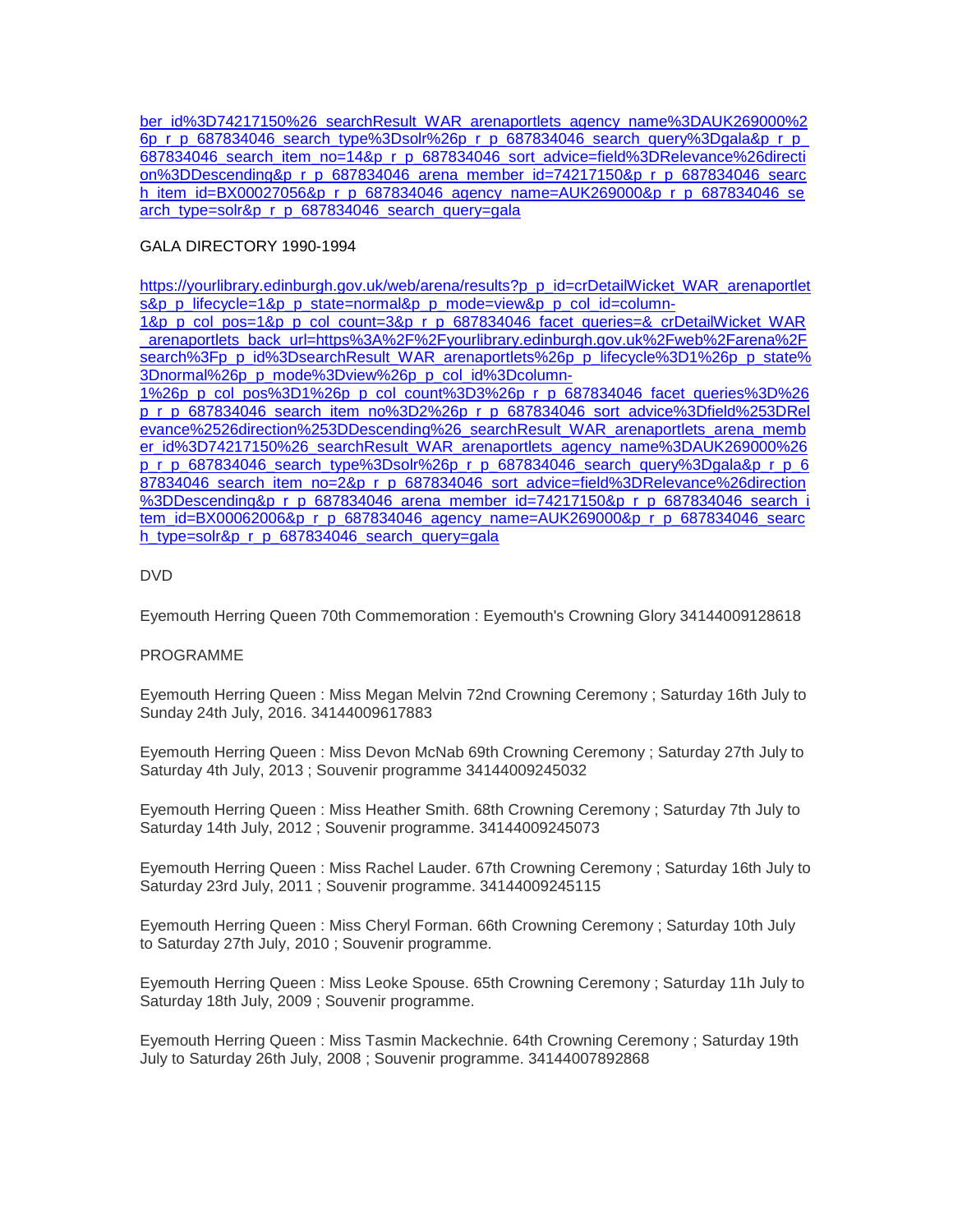ber_id%3D74217150%26_searchResult_WAR_arenaportlets_agency_name%3DAUK269000%26p_r_p_687834046_search_type%3Dsolr%26p_r_p_687834046_search_query%3Dgala&p_r_p_687834046_search_item_no=14&p_r_p_687834046_sort_advice=field%3DRelevance%26direction%3DDescending&p_r_p_687834046_arena_member_id=74217150&p_r_p_687834046_search_item_id=BX00027056&p_r_p_687834046_agency_name=AUK269000&p_r_p_687834046_search_type=solr&p_r_p_687834046_search_query=gala

GALA DIRECTORY 1990-1994

https://yourlibrary.edinburgh.gov.uk/web/arena/results?p_p_id=crDetailWicket_WAR_arenaportlets&p_p_lifecycle=1&p_p_state=normal&p_p_mode=view&p_p_col_id=column-1&p_p_col_pos=1&p_p_col_count=3&p_r_p_687834046_facet_queries=&_crDetailWicket_WAR_arenaportlets_back_url=https%3A%2F%2Fyourlibrary.edinburgh.gov.uk%2Fweb%2Farena%2Fsearch%3Fp_p_id%3DsearchResult_WAR_arenaportlets%26p_p_lifecycle%3D1%26p_p_state%3Dnormal%26p_p_mode%3Dview%26p_p_col_id%3Dcolumn-1%26p_p_col_pos%3D1%26p_p_col_count%3D3%26p_r_p_687834046_facet_queries%3D%26p_r_p_687834046_search_item_no%3D2%26p_r_p_687834046_sort_advice%3Dfield%253DRelevance%2526direction%253DDescending%26_searchResult_WAR_arenaportlets_arena_member_id%3D74217150%26_searchResult_WAR_arenaportlets_agency_name%3DAUK269000%26p_r_p_687834046_search_type%3Dsolr%26p_r_p_687834046_search_query%3Dgala&p_r_p_687834046_search_item_no=2&p_r_p_687834046_sort_advice=field%3DRelevance%26direction%3DDescending&p_r_p_687834046_arena_member_id=74217150&p_r_p_687834046_search_item_id=BX00062006&p_r_p_687834046_agency_name=AUK269000&p_r_p_687834046_search_type=solr&p_r_p_687834046_search_query=gala

DVD

Eyemouth Herring Queen 70th Commemoration : Eyemouth's Crowning Glory 34144009128618

PROGRAMME

Eyemouth Herring Queen : Miss Megan Melvin 72nd Crowning Ceremony ; Saturday 16th July to Sunday 24th July, 2016. 34144009617883

Eyemouth Herring Queen : Miss Devon McNab 69th Crowning Ceremony ; Saturday 27th July to Saturday 4th July, 2013 ; Souvenir programme 34144009245032

Eyemouth Herring Queen : Miss Heather Smith. 68th Crowning Ceremony ; Saturday 7th July to Saturday 14th July, 2012 ; Souvenir programme. 34144009245073

Eyemouth Herring Queen : Miss Rachel Lauder. 67th Crowning Ceremony ; Saturday 16th July to Saturday 23rd July, 2011 ; Souvenir programme. 34144009245115

Eyemouth Herring Queen : Miss Cheryl Forman. 66th Crowning Ceremony ; Saturday 10th July to Saturday 27th July, 2010 ; Souvenir programme.

Eyemouth Herring Queen : Miss Leoke Spouse. 65th Crowning Ceremony ; Saturday 11h July to Saturday 18th July, 2009 ; Souvenir programme.

Eyemouth Herring Queen : Miss Tasmin Mackechnie. 64th Crowning Ceremony ; Saturday 19th July to Saturday 26th July, 2008 ; Souvenir programme. 34144007892868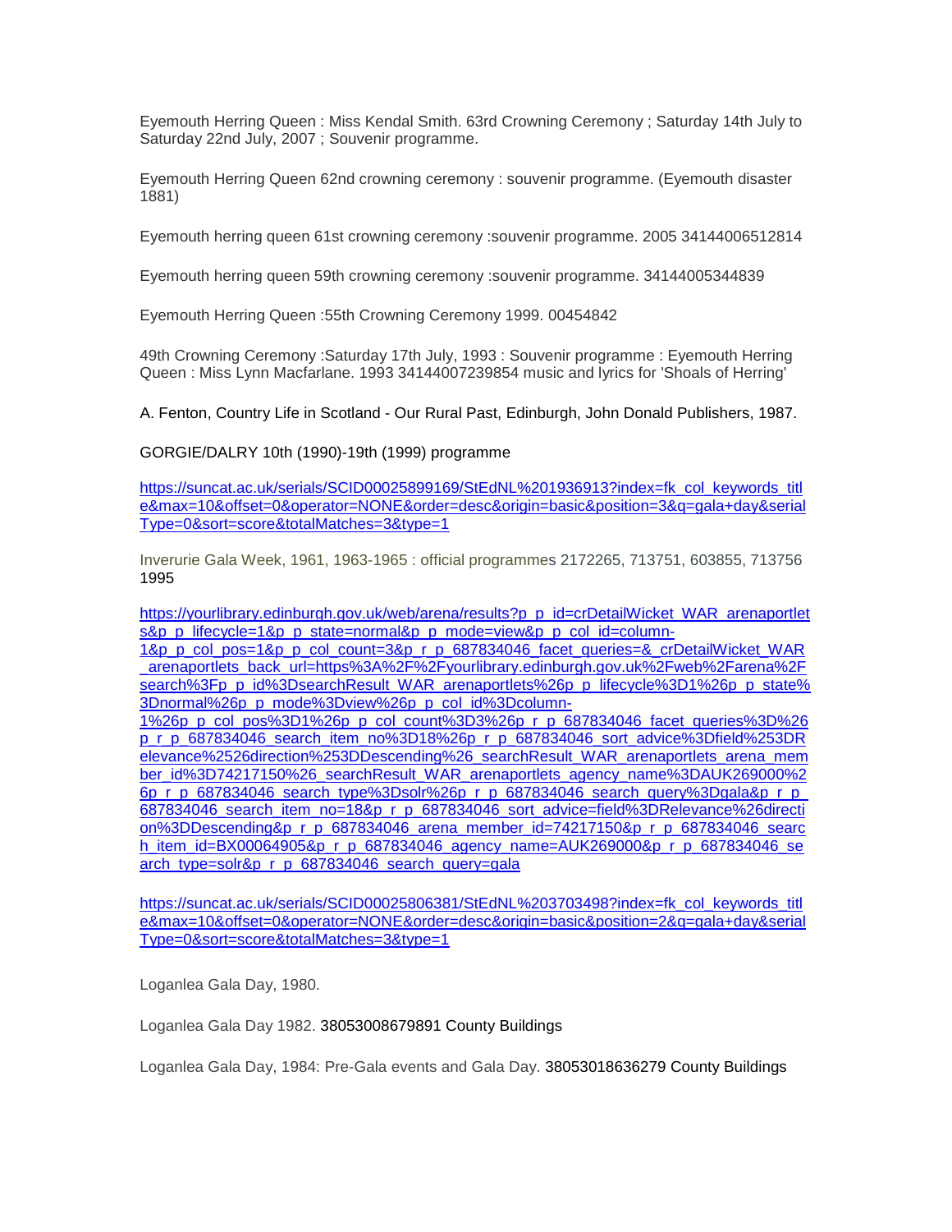Eyemouth Herring Queen : Miss Kendal Smith. 63rd Crowning Ceremony ; Saturday 14th July to Saturday 22nd July, 2007 ; Souvenir programme.

Eyemouth Herring Queen 62nd crowning ceremony : souvenir programme. (Eyemouth disaster 1881)

Eyemouth herring queen 61st crowning ceremony :souvenir programme. 2005 34144006512814

Eyemouth herring queen 59th crowning ceremony :souvenir programme. 34144005344839

Eyemouth Herring Queen :55th Crowning Ceremony 1999. 00454842

49th Crowning Ceremony :Saturday 17th July, 1993 : Souvenir programme : Eyemouth Herring Queen : Miss Lynn Macfarlane. 1993 34144007239854 music and lyrics for 'Shoals of Herring'

A. Fenton, Country Life in Scotland - Our Rural Past, Edinburgh, John Donald Publishers, 1987.

GORGIE/DALRY 10th (1990)-19th (1999) programme

https://suncat.ac.uk/serials/SCID00025899169/StEdNL%201936913?index=fk_col_keywords_title&max=10&offset=0&operator=NONE&order=desc&origin=basic&position=3&q=gala+day&serialType=0&sort=score&totalMatches=3&type=1

Inverurie Gala Week, 1961, 1963-1965 : official programmes 2172265, 713751, 603855, 713756 1995

https://yourlibrary.edinburgh.gov.uk/web/arena/results?p_p_id=crDetailWicket_WAR_arenaportlets&p_p_lifecycle=1&p_p_state=normal&p_p_mode=view&p_p_col_id=column-1&p_p_col_pos=1&p_p_col_count=3&p_r_p_687834046_facet_queries=&_crDetailWicket_WAR_arenaportlets_back_url=https%3A%2F%2Fyourlibrary.edinburgh.gov.uk%2Fweb%2Farena%2Fsearch%3Fp_p_id%3DsearchResult_WAR_arenaportlets%26p_p_lifecycle%3D1%26p_p_state%3Dnormal%26p_p_mode%3Dview%26p_p_col_id%3Dcolumn-1%26p_p_col_pos%3D1%26p_p_col_count%3D3%26p_r_p_687834046_facet_queries%3D%26p_r_p_687834046_search_item_no%3D18%26p_r_p_687834046_sort_advice%3Dfield%253DRelevance%2526direction%253DDescending%26_searchResult_WAR_arenaportlets_arena_member_id%3D74217150%26_searchResult_WAR_arenaportlets_agency_name%3DAUK269000%26p_r_p_687834046_search_type%3Dsolr%26p_r_p_687834046_search_query%3Dgala&p_r_p_687834046_search_item_no=18&p_r_p_687834046_sort_advice=field%3DRelevance%26direction%3DDescending&p_r_p_687834046_arena_member_id=74217150&p_r_p_687834046_search_item_id=BX00064905&p_r_p_687834046_agency_name=AUK269000&p_r_p_687834046_search_type=solr&p_r_p_687834046_search_query=gala

https://suncat.ac.uk/serials/SCID00025806381/StEdNL%203703498?index=fk_col_keywords_title&max=10&offset=0&operator=NONE&order=desc&origin=basic&position=2&q=gala+day&serialType=0&sort=score&totalMatches=3&type=1

Loganlea Gala Day, 1980.

Loganlea Gala Day 1982. 38053008679891 County Buildings

Loganlea Gala Day, 1984: Pre-Gala events and Gala Day. 38053018636279 County Buildings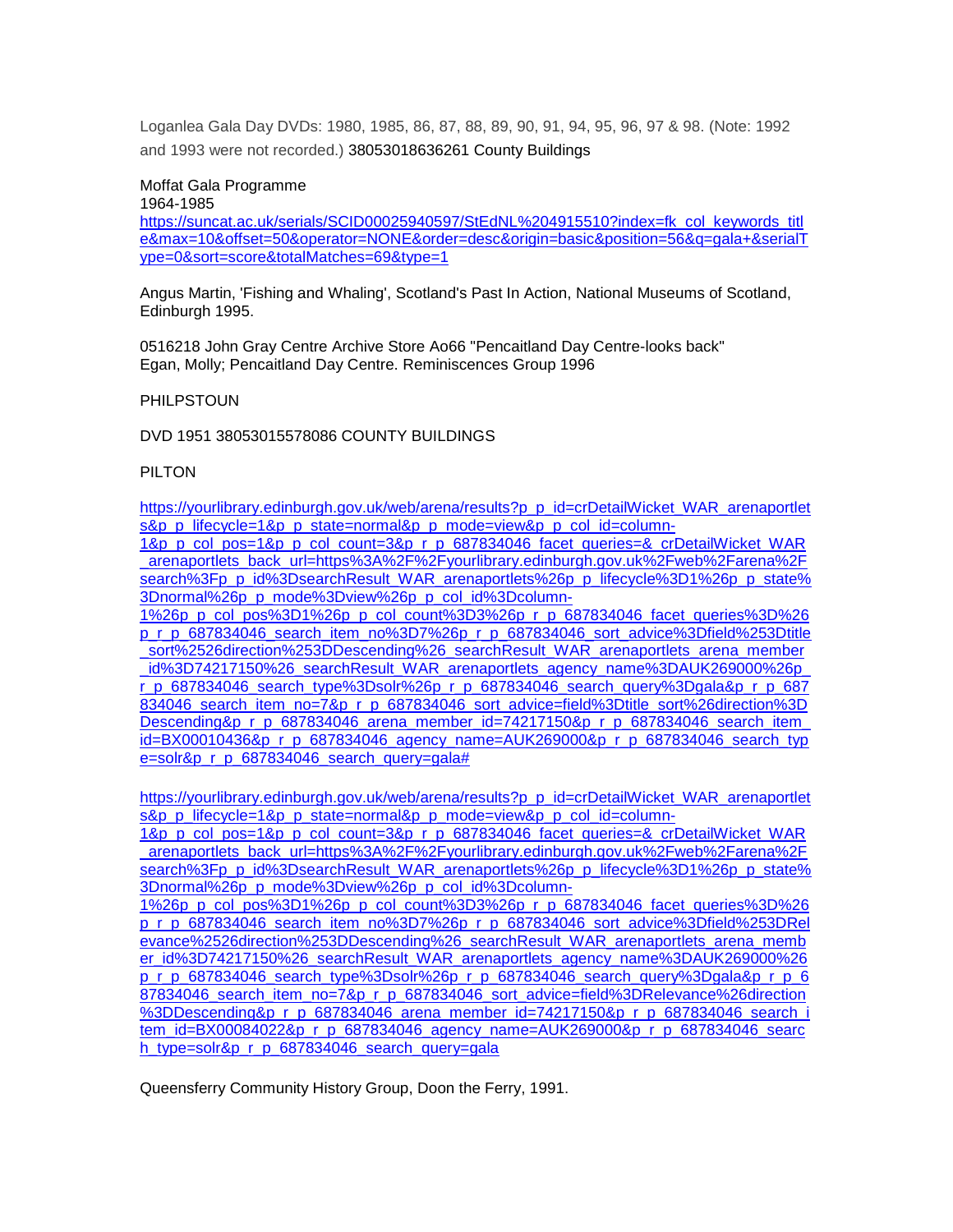Loganlea Gala Day DVDs: 1980, 1985, 86, 87, 88, 89, 90, 91, 94, 95, 96, 97 & 98. (Note: 1992 and 1993 were not recorded.) 38053018636261 County Buildings

Moffat Gala Programme
1964-1985
https://suncat.ac.uk/serials/SCID00025940597/StEdNL%204915510?index=fk_col_keywords_title&max=10&offset=50&operator=NONE&order=desc&origin=basic&position=56&q=gala+&serialType=0&sort=score&totalMatches=69&type=1

Angus Martin, 'Fishing and Whaling', Scotland's Past In Action, National Museums of Scotland, Edinburgh 1995.

0516218 John Gray Centre Archive Store Ao66 "Pencaitland Day Centre-looks back"
Egan, Molly; Pencaitland Day Centre. Reminiscences Group 1996

PHILPSTOUN

DVD 1951 38053015578086 COUNTY BUILDINGS

PILTON

https://yourlibrary.edinburgh.gov.uk/web/arena/results?p_p_id=crDetailWicket_WAR_arenaportlets&p_p_lifecycle=1&p_p_state=normal&p_p_mode=view&p_p_col_id=column-1&p_p_col_pos=1&p_p_col_count=3&p_r_p_687834046_facet_queries=&_crDetailWicket_WAR_arenaportlets_back_url=https%3A%2F%2Fyourlibrary.edinburgh.gov.uk%2Fweb%2Farena%2Fsearch%3Fp_p_id%3DsearchResult_WAR_arenaportlets%26p_p_lifecycle%3D1%26p_p_state%3Dnormal%26p_p_mode%3Dview%26p_p_col_id%3Dcolumn-1%26p_p_col_pos%3D1%26p_p_col_count%3D3%26p_r_p_687834046_facet_queries%3D%26p_r_p_687834046_search_item_no%3D7%26p_r_p_687834046_sort_advice%3Dfield%253Dtitle_sort%2526direction%253DDescending%26_searchResult_WAR_arenaportlets_arena_member_id%3D74217150%26_searchResult_WAR_arenaportlets_agency_name%3DAUK269000%26p_r_p_687834046_search_type%3Dsolr%26p_r_p_687834046_search_query%3Dgala&p_r_p_687834046_search_item_no=7&p_r_p_687834046_sort_advice=field%3Dtitle_sort%26direction%3DDescending&p_r_p_687834046_arena_member_id=74217150&p_r_p_687834046_search_item_id=BX000010436&p_r_p_687834046_agency_name=AUK269000&p_r_p_687834046_search_type=solr&p_r_p_687834046_search_query=gala#

https://yourlibrary.edinburgh.gov.uk/web/arena/results?p_p_id=crDetailWicket_WAR_arenaportlets&p_p_lifecycle=1&p_p_state=normal&p_p_mode=view&p_p_col_id=column-1&p_p_col_pos=1&p_p_col_count=3&p_r_p_687834046_facet_queries=&_crDetailWicket_WAR_arenaportlets_back_url=https%3A%2F%2Fyourlibrary.edinburgh.gov.uk%2Fweb%2Farena%2Fsearch%3Fp_p_id%3DsearchResult_WAR_arenaportlets%26p_p_lifecycle%3D1%26p_p_state%3Dnormal%26p_p_mode%3Dview%26p_p_col_id%3Dcolumn-1%26p_p_col_pos%3D1%26p_p_col_count%3D3%26p_r_p_687834046_facet_queries%3D%26p_r_p_687834046_search_item_no%3D7%26p_r_p_687834046_sort_advice%3Dfield%253DRelevance%2526direction%253DDescending%26_searchResult_WAR_arenaportlets_arena_member_id%3D74217150%26_searchResult_WAR_arenaportlets_agency_name%3DAUK269000%26p_r_p_687834046_search_type%3Dsolr%26p_r_p_687834046_search_query%3Dgala&p_r_p_687834046_search_item_no=7&p_r_p_687834046_sort_advice=field%3DRelevance%26direction%3DDescending&p_r_p_687834046_arena_member_id=74217150&p_r_p_687834046_search_item_id=BX00084022&p_r_p_687834046_agency_name=AUK269000&p_r_p_687834046_search_type=solr&p_r_p_687834046_search_query=gala

Queensferry Community History Group, Doon the Ferry, 1991.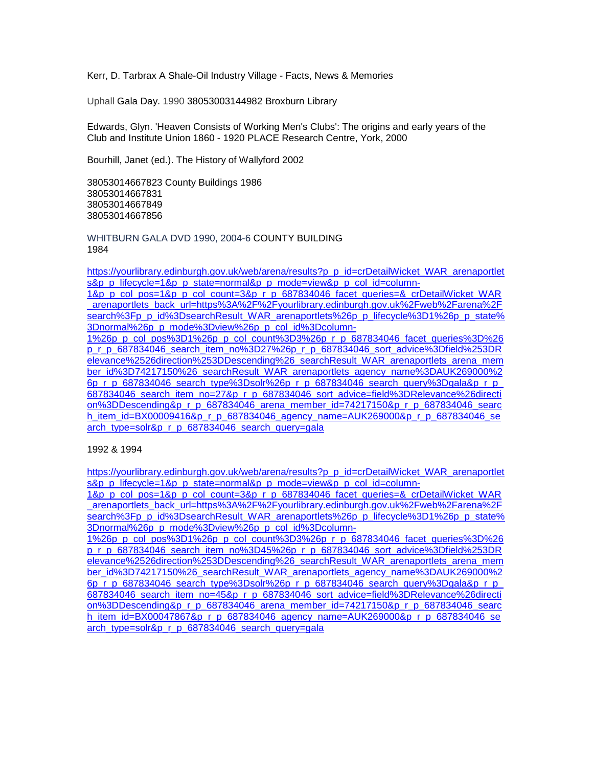Kerr, D. Tarbrax A Shale-Oil Industry Village - Facts, News & Memories

Uphall Gala Day. 1990 38053003144982 Broxburn Library

Edwards, Glyn. 'Heaven Consists of Working Men's Clubs': The origins and early years of the Club and Institute Union 1860 - 1920 PLACE Research Centre, York, 2000

Bourhill, Janet (ed.). The History of Wallyford 2002

38053014667823 County Buildings 1986
38053014667831
38053014667849
38053014667856

WHITBURN GALA DVD 1990, 2004-6 COUNTY BUILDING
1984

https://yourlibrary.edinburgh.gov.uk/web/arena/results?p_p_id=crDetailWicket_WAR_arenaportlets&p_p_lifecycle=1&p_p_state=normal&p_p_mode=view&p_p_col_id=column-1&p_p_col_pos=1&p_p_col_count=3&p_r_p_687834046_facet_queries=&_crDetailWicket_WAR_arenaportlets_back_url=https%3A%2F%2Fyourlibrary.edinburgh.gov.uk%2Fweb%2Farena%2Fsearch%3Fp_p_id%3DsearchResult_WAR_arenaportlets%26p_p_lifecycle%3D1%26p_p_state%3Dnormal%26p_p_mode%3Dview%26p_p_col_id%3Dcolumn-1%26p_p_col_pos%3D1%26p_p_col_count%3D3%26p_r_p_687834046_facet_queries%3D%26p_r_p_687834046_search_item_no%3D27%26p_r_p_687834046_sort_advice%3Dfield%253DRelevance%2526direction%253DDescending%26_searchResult_WAR_arenaportlets_arena_member_id%3D74217150%26_searchResult_WAR_arenaportlets_agency_name%3DAUK269000%26p_r_p_687834046_search_type%3Dsolr%26p_r_p_687834046_search_query%3Dgala&p_r_p_687834046_search_item_no=27&p_r_p_687834046_sort_advice=field%3DRelevance%26direction%3DDescending&p_r_p_687834046_arena_member_id=74217150&p_r_p_687834046_search_item_id=BX00009416&p_r_p_687834046_agency_name=AUK269000&p_r_p_687834046_search_type=solr&p_r_p_687834046_search_query=gala

1992 & 1994

https://yourlibrary.edinburgh.gov.uk/web/arena/results?p_p_id=crDetailWicket_WAR_arenaportlets&p_p_lifecycle=1&p_p_state=normal&p_p_mode=view&p_p_col_id=column-1&p_p_col_pos=1&p_p_col_count=3&p_r_p_687834046_facet_queries=&_crDetailWicket_WAR_arenaportlets_back_url=https%3A%2F%2Fyourlibrary.edinburgh.gov.uk%2Fweb%2Farena%2Fsearch%3Fp_p_id%3DsearchResult_WAR_arenaportlets%26p_p_lifecycle%3D1%26p_p_state%3Dnormal%26p_p_mode%3Dview%26p_p_col_id%3Dcolumn-1%26p_p_col_pos%3D1%26p_p_col_count%3D3%26p_r_p_687834046_facet_queries%3D%26p_r_p_687834046_search_item_no%3D45%26p_r_p_687834046_sort_advice%3Dfield%253DRelevance%2526direction%253DDescending%26_searchResult_WAR_arenaportlets_arena_member_id%3D74217150%26_searchResult_WAR_arenaportlets_agency_name%3DAUK269000%26p_r_p_687834046_search_type%3Dsolr%26p_r_p_687834046_search_query%3Dgala&p_r_p_687834046_search_item_no=45&p_r_p_687834046_sort_advice=field%3DRelevance%26direction%3DDescending&p_r_p_687834046_arena_member_id=74217150&p_r_p_687834046_search_item_id=BX00047867&p_r_p_687834046_agency_name=AUK269000&p_r_p_687834046_search_type=solr&p_r_p_687834046_search_query=gala